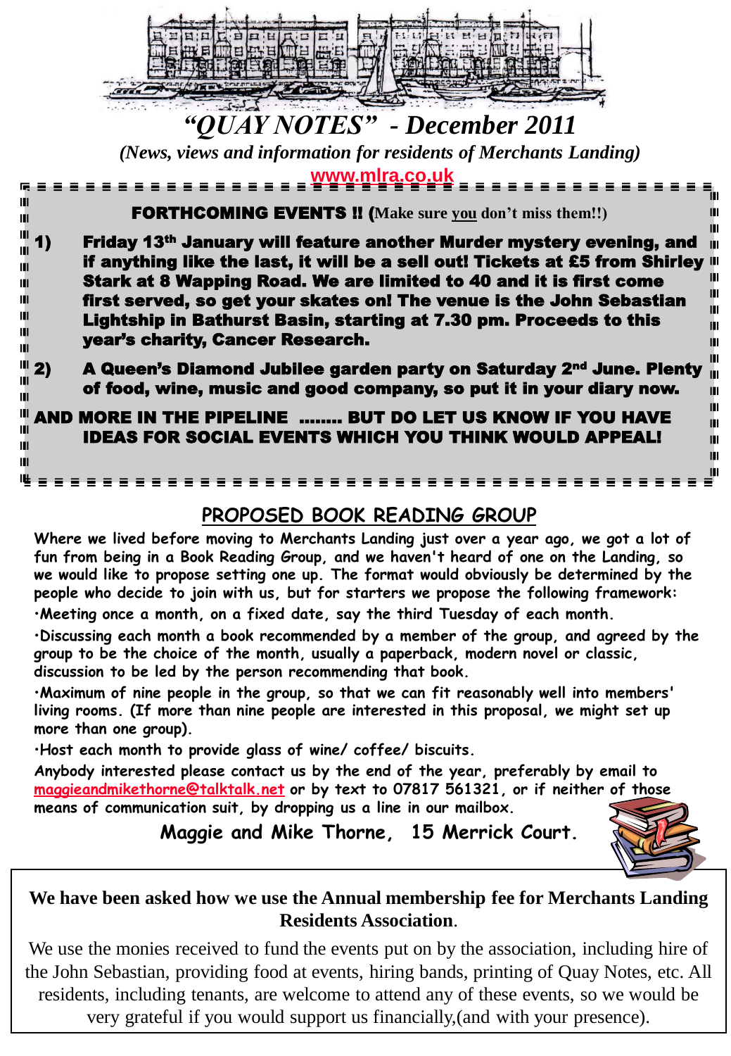# *"QUAY NOTES" - December 2011*

*(News, views and information for residents of Merchants Landing)*

www.mlra.co.uk

**FORTHCOMING EVENTS !! (Make sure you don't miss them!!)**

1) **Friday 13th January will feature another Murder mystery evening, and if anything like the last, it will be a sell out! Tickets at £5 from Shirley Stark at 8 Wapping Road. We are limited to 40 and it is first come first served, so get your skates on! The venue is the John Sebastian Lightship in Bathurst Basin, starting at 7.30 pm. Proceeds to this year's charity, Cancer Research.**

2) **A Queen's Diamond Jubilee garden party on Saturday 2nd June. Plenty of food, wine, music and good company, so put it in your diary now.**

**AND MORE IN THE PIPELINE ........ BUT DO LET US KNOW IF YOU HAVE IDEAS FOR SOCIAL EVENTS WHICH YOU THINK WOULD APPEAL!**

## PROPOSED BOOK READING GROUP

Where we lived before moving to Merchants Landing just over a year ago, we got a lot of fun from being in a Book Reading Group, and we haven't heard of one on the Landing, so we would like to propose setting one up. The format would obviously be determined by the people who decide to join with us, but for starters we propose the following framework:

- Meeting once a month, on a fixed date, say the third Tuesday of each month.
- Discussing each month a book recommended by a member of the group, and agreed by the group to be the choice of the month, usually a paperback, modern novel or classic, discussion to be led by the person recommending that book.
- Maximum of nine people in the group, so that we can fit reasonably well into members' living rooms. (If more than nine people are interested in this proposal, we might set up more than one group).
- Host each month to provide glass of wine/ coffee/ biscuits.

Anybody interested please contact us by the end of the year, preferably by email to maggieandmikethorne@talktalk.net or by text to 07817 561321, or if neither of those means of communication suit, by dropping us a line in our mailbox.

**Maggie and Mike Thorne, 15 Merrick Court.**

**We have been asked how we use the Annual membership fee for Merchants Landing Residents Association.**

We use the monies received to fund the events put on by the association, including hire of the John Sebastian, providing food at events, hiring bands, printing of Quay Notes, etc. All residents, including tenants, are welcome to attend any of these events, so we would be very grateful if you would support us financially,(and with your presence).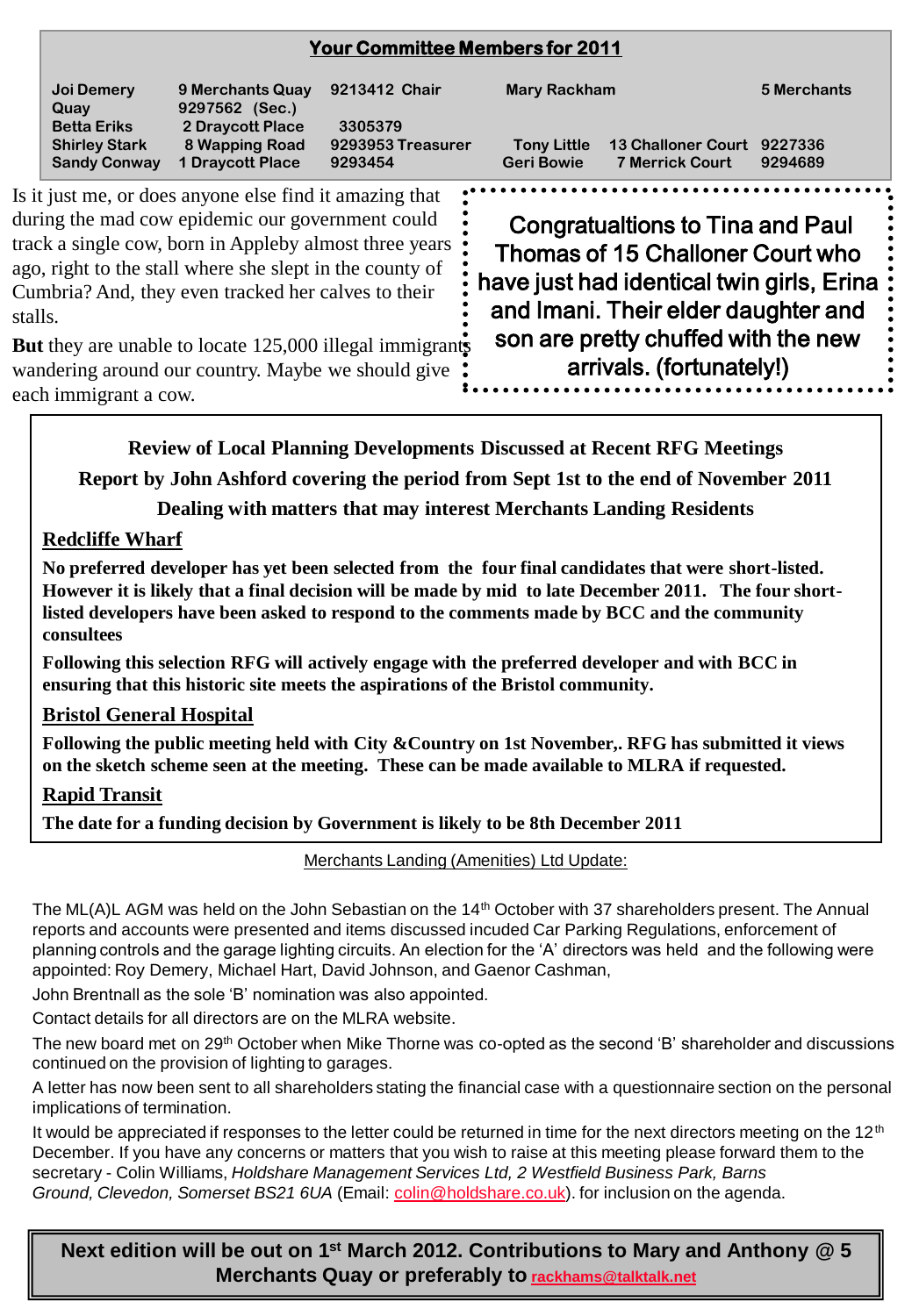## Your Committee Members for 2011

| | | | | | |
|---|---|---|---|---|---|
| Joi Demery | 9 Merchants Quay | 9213412 Chair | Mary Rackham | | 5 Merchants Quay |
| | 9297562 (Sec.) | | | | |
| Betta Eriks | 2 Draycott Place | 3305379 | | | |
| Shirley Stark | 8 Wapping Road | 9293953 Treasurer | Tony Little | 13 Challoner Court | 9227336 |
| Sandy Conway | 1 Draycott Place | 9293454 | Geri Bowie | 7 Merrick Court | 9294689 |

Is it just me, or does anyone else find it amazing that during the mad cow epidemic our government could track a single cow, born in Appleby almost three years ago, right to the stall where she slept in the county of Cumbria? And, they even tracked her calves to their stalls.

**But** they are unable to locate 125,000 illegal immigrants wandering around our country. Maybe we should give each immigrant a cow.

Congratualtions to Tina and Paul Thomas of 15 Challoner Court who have just had identical twin girls, Erina and Imani. Their elder daughter and son are pretty chuffed with the new arrivals. (fortunately!)

**Review of Local Planning Developments Discussed at Recent RFG Meetings**

**Report by John Ashford covering the period from Sept 1st to the end of November 2011**

**Dealing with matters that may interest Merchants Landing Residents**

**Redcliffe Wharf**

**No preferred developer has yet been selected from the four final candidates that were short-listed. However it is likely that a final decision will be made by mid to late December 2011. The four short-listed developers have been asked to respond to the comments made by BCC and the community consultees**

**Following this selection RFG will actively engage with the preferred developer and with BCC in ensuring that this historic site meets the aspirations of the Bristol community.**

**Bristol General Hospital**

**Following the public meeting held with City &Country on 1st November,. RFG has submitted it views on the sketch scheme seen at the meeting. These can be made available to MLRA if requested.**

**Rapid Transit**

**The date for a funding decision by Government is likely to be 8th December 2011**

Merchants Landing (Amenities) Ltd Update:

The ML(A)L AGM was held on the John Sebastian on the 14th October with 37 shareholders present. The Annual reports and accounts were presented and items discussed incuded Car Parking Regulations, enforcement of planning controls and the garage lighting circuits. An election for the 'A' directors was held and the following were appointed: Roy Demery, Michael Hart, David Johnson, and Gaenor Cashman,

John Brentnall as the sole 'B' nomination was also appointed.

Contact details for all directors are on the MLRA website.

The new board met on 29th October when Mike Thorne was co-opted as the second 'B' shareholder and discussions continued on the provision of lighting to garages.

A letter has now been sent to all shareholders stating the financial case with a questionnaire section on the personal implications of termination.

It would be appreciated if responses to the letter could be returned in time for the next directors meeting on the 12th December. If you have any concerns or matters that you wish to raise at this meeting please forward them to the secretary - Colin Williams, *Holdshare Management Services Ltd, 2 Westfield Business Park, Barns Ground, Clevedon, Somerset BS21 6UA* (Email: colin@holdshare.co.uk). for inclusion on the agenda.

**Next edition will be out on 1st March 2012. Contributions to Mary and Anthony @ 5 Merchants Quay or preferably to rackhams@talktalk.net**